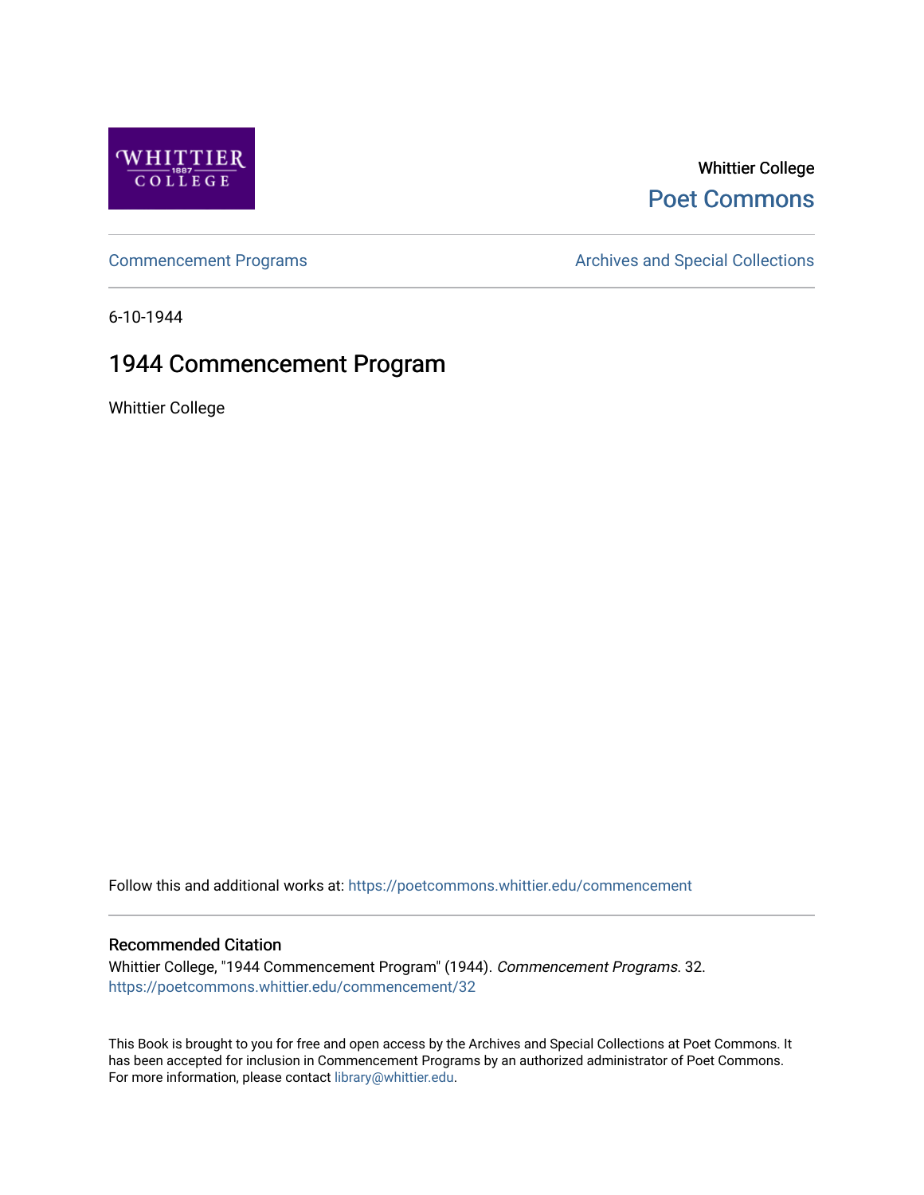Whittier College

Poet Commons

Commencement Programs

Archives and Special Collections

6-10-1944

# 1944 Commencement Program

Whittier College

Follow this and additional works at: https://poetcommons.whittier.edu/commencement

## Recommended Citation

Whittier College, "1944 Commencement Program" (1944). *Commencement Programs*. 32.
https://poetcommons.whittier.edu/commencement/32

This Book is brought to you for free and open access by the Archives and Special Collections at Poet Commons. It has been accepted for inclusion in Commencement Programs by an authorized administrator of Poet Commons. For more information, please contact library@whittier.edu.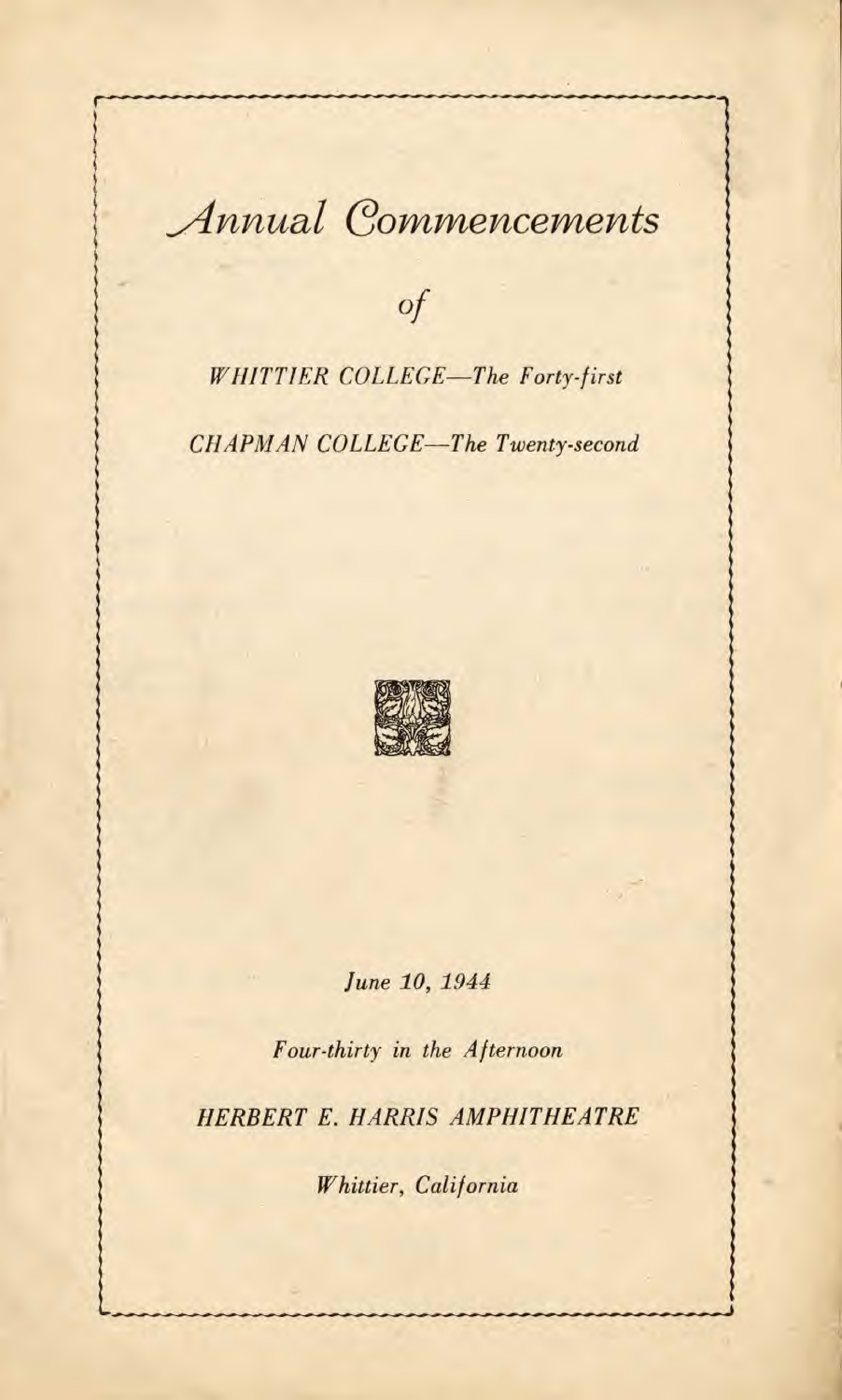# *Annual Commencements*

*of*

*WHITTIER COLLEGE—The Forty-first*

*CHAPMAN COLLEGE—The Twenty-second*

*June 10, 1944*

*Four-thirty in the Afternoon*

*HERBERT E. HARRIS AMPHITHEATRE*

*Whittier, California*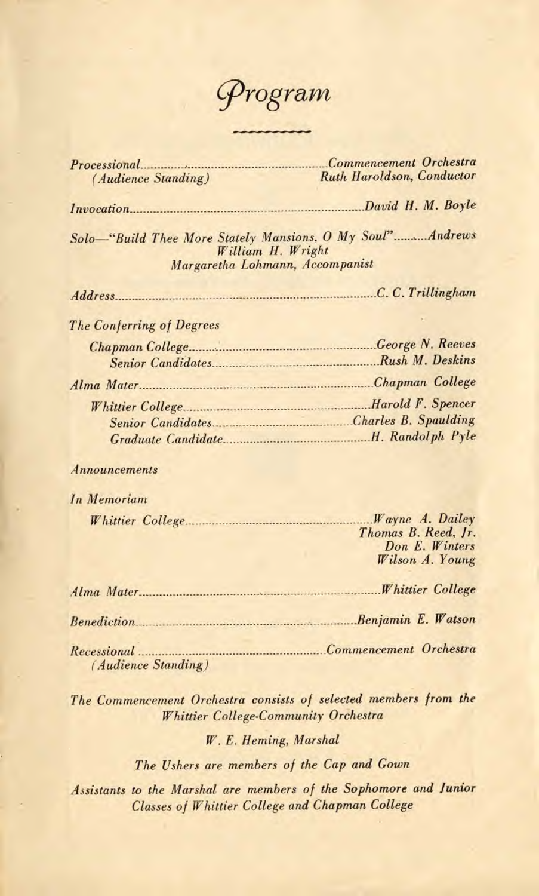# *Program*

*Processional*..................................................*Commencement Orchestra*
*(Audience Standing)* *Ruth Haroldson, Conductor*

*Invocation*..................................................*David H. M. Boyle*

*Solo—"Build Thee More Stately Mansions, O My Soul"*..........*Andrews*
*William H. Wright*
*Margaretha Lohmann, Accompanist*

*Address*..................................................*C. C. Trillingham*

*The Conferring of Degrees*

- *Chapman College*..................................................*George N. Reeves*
  - *Senior Candidates*..................................................*Rush M. Deskins*

*Alma Mater*..................................................*Chapman College*

- *Whittier College*..................................................*Harold F. Spencer*
  - *Senior Candidates*..................................................*Charles B. Spaulding*
  - *Graduate Candidate*..................................................*H. Randolph Pyle*

*Announcements*

*In Memoriam*

- *Whittier College*..................................................*Wayne A. Dailey*
  *Thomas B. Reed, Jr.*
  *Don E. Winters*
  *Wilson A. Young*

*Alma Mater*..................................................*Whittier College*

*Benediction*..................................................*Benjamin E. Watson*

*Recessional*..................................................*Commencement Orchestra*
*(Audience Standing)*

*The Commencement Orchestra consists of selected members from the Whittier College-Community Orchestra*

*W. E. Heming, Marshal*

*The Ushers are members of the Cap and Gown*

*Assistants to the Marshal are members of the Sophomore and Junior Classes of Whittier College and Chapman College*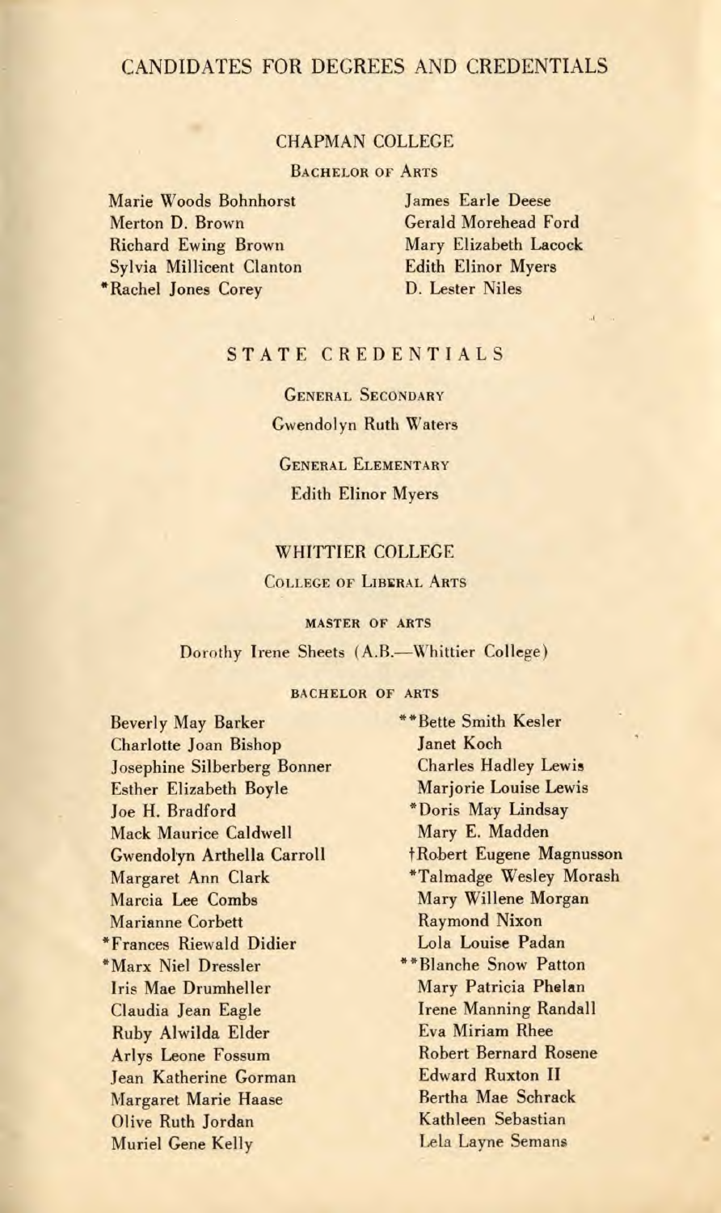# CANDIDATES FOR DEGREES AND CREDENTIALS

## CHAPMAN COLLEGE

### Bachelor of Arts

Marie Woods Bohnhorst
Merton D. Brown
Richard Ewing Brown
Sylvia Millicent Clanton
*Rachel Jones Corey
James Earle Deese
Gerald Morehead Ford
Mary Elizabeth Lacock
Edith Elinor Myers
D. Lester Niles

## STATE CREDENTIALS

### General Secondary

Gwendolyn Ruth Waters

### General Elementary

Edith Elinor Myers

## WHITTIER COLLEGE

### College of Liberal Arts

#### MASTER OF ARTS

Dorothy Irene Sheets (A.B.—Whittier College)

#### BACHELOR OF ARTS

Beverly May Barker
Charlotte Joan Bishop
Josephine Silberberg Bonner
Esther Elizabeth Boyle
Joe H. Bradford
Mack Maurice Caldwell
Gwendolyn Arthella Carroll
Margaret Ann Clark
Marcia Lee Combs
Marianne Corbett
*Frances Riewald Didier
*Marx Niel Dressler
Iris Mae Drumheller
Claudia Jean Eagle
Ruby Alwilda Elder
Arlys Leone Fossum
Jean Katherine Gorman
Margaret Marie Haase
Olive Ruth Jordan
Muriel Gene Kelly
**Bette Smith Kesler
Janet Koch
Charles Hadley Lewis
Marjorie Louise Lewis
*Doris May Lindsay
Mary E. Madden
†Robert Eugene Magnusson
*Talmadge Wesley Morash
Mary Willene Morgan
Raymond Nixon
Lola Louise Padan
**Blanche Snow Patton
Mary Patricia Phelan
Irene Manning Randall
Eva Miriam Rhee
Robert Bernard Rosene
Edward Ruxton II
Bertha Mae Schrack
Kathleen Sebastian
Lela Layne Semans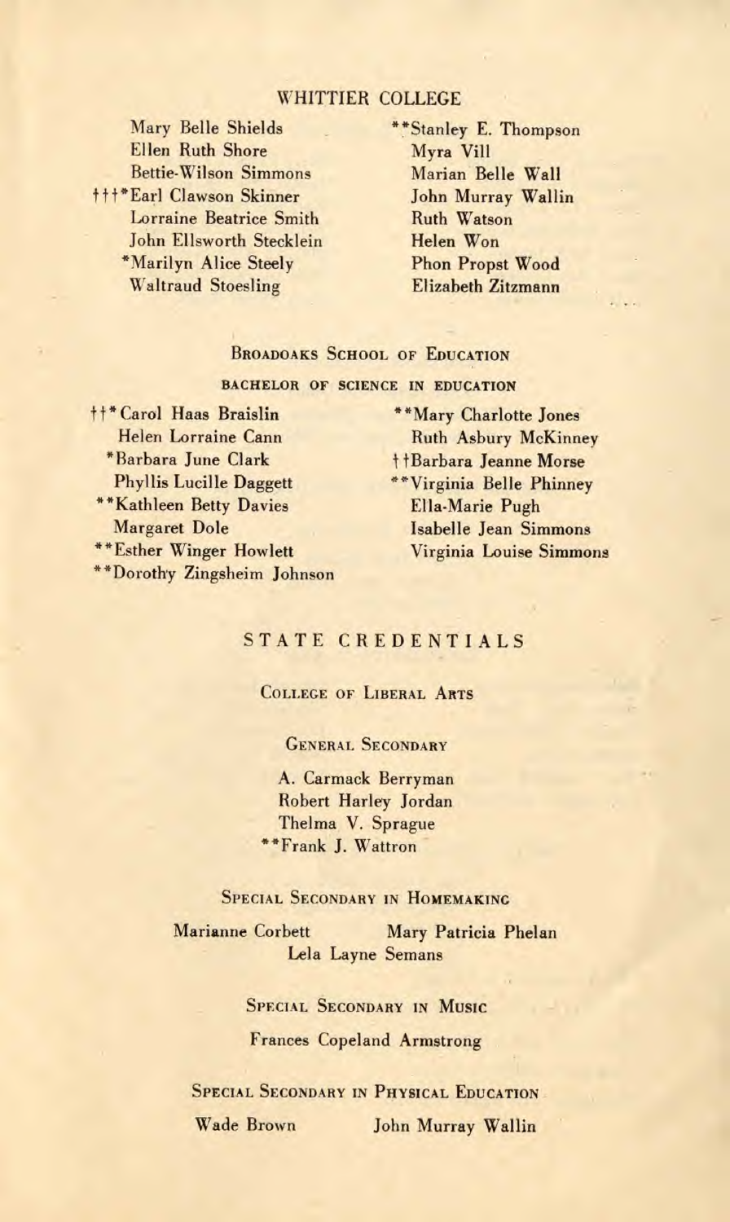## WHITTIER COLLEGE

Mary Belle Shields
Ellen Ruth Shore
Bettie-Wilson Simmons
†††*Earl Clawson Skinner
Lorraine Beatrice Smith
John Ellsworth Stecklein
*Marilyn Alice Steely
Waltraud Stoesling
**Stanley E. Thompson
Myra Vill
Marian Belle Wall
John Murray Wallin
Ruth Watson
Helen Won
Phon Propst Wood
Elizabeth Zitzmann

### BROADOAKS SCHOOL OF EDUCATION

#### BACHELOR OF SCIENCE IN EDUCATION

††*Carol Haas Braislin
Helen Lorraine Cann
*Barbara June Clark
Phyllis Lucille Daggett
**Kathleen Betty Davies
Margaret Dole
**Esther Winger Howlett
**Dorothy Zingsheim Johnson
**Mary Charlotte Jones
Ruth Asbury McKinney
††Barbara Jeanne Morse
**Virginia Belle Phinney
Ella-Marie Pugh
Isabelle Jean Simmons
Virginia Louise Simmons

## STATE CREDENTIALS

### COLLEGE OF LIBERAL ARTS

#### GENERAL SECONDARY

A. Carmack Berryman
Robert Harley Jordan
Thelma V. Sprague
**Frank J. Wattron

#### SPECIAL SECONDARY IN HOMEMAKING

Marianne Corbett
Mary Patricia Phelan
Lela Layne Semans

#### SPECIAL SECONDARY IN MUSIC

Frances Copeland Armstrong

#### SPECIAL SECONDARY IN PHYSICAL EDUCATION

Wade Brown
John Murray Wallin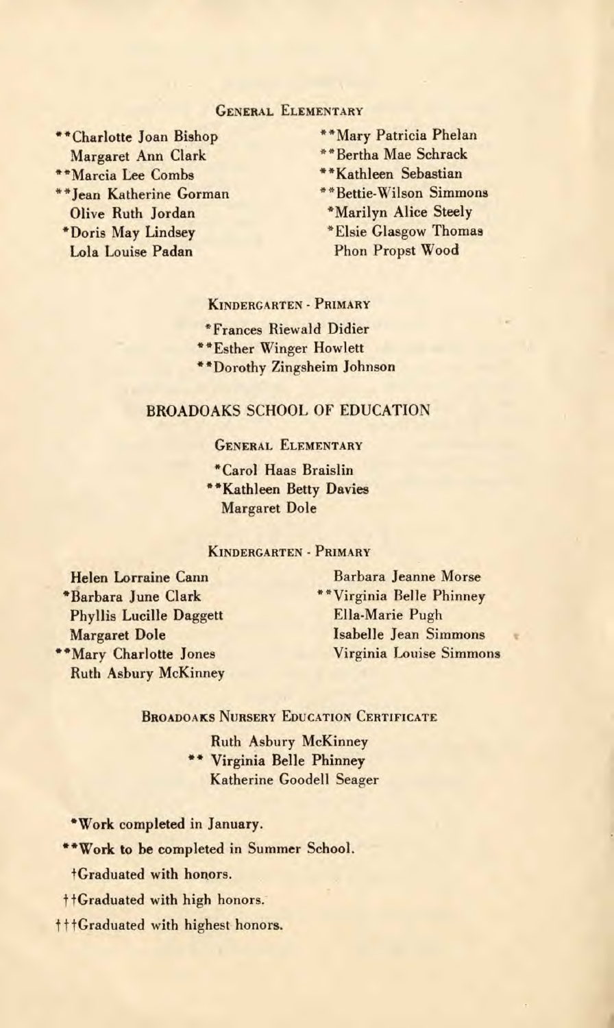### General Elementary

**Charlotte Joan Bishop
Margaret Ann Clark
**Marcia Lee Combs
**Jean Katherine Gorman
Olive Ruth Jordan
*Doris May Lindsey
Lola Louise Padan
**Mary Patricia Phelan
**Bertha Mae Schrack
**Kathleen Sebastian
**Bettie-Wilson Simmons
*Marilyn Alice Steely
*Elsie Glasgow Thomas
Phon Propst Wood

### Kindergarten - Primary

*Frances Riewald Didier
**Esther Winger Howlett
**Dorothy Zingsheim Johnson

## BROADOAKS SCHOOL OF EDUCATION

### General Elementary

*Carol Haas Braislin
**Kathleen Betty Davies
Margaret Dole

### Kindergarten - Primary

Helen Lorraine Cann
*Barbara June Clark
Phyllis Lucille Daggett
Margaret Dole
**Mary Charlotte Jones
Ruth Asbury McKinney
Barbara Jeanne Morse
**Virginia Belle Phinney
Ella-Marie Pugh
Isabelle Jean Simmons
Virginia Louise Simmons

### Broadoaks Nursery Education Certificate

Ruth Asbury McKinney
** Virginia Belle Phinney
Katherine Goodell Seager

*Work completed in January.

**Work to be completed in Summer School.

†Graduated with honors.

††Graduated with high honors.

†††Graduated with highest honors.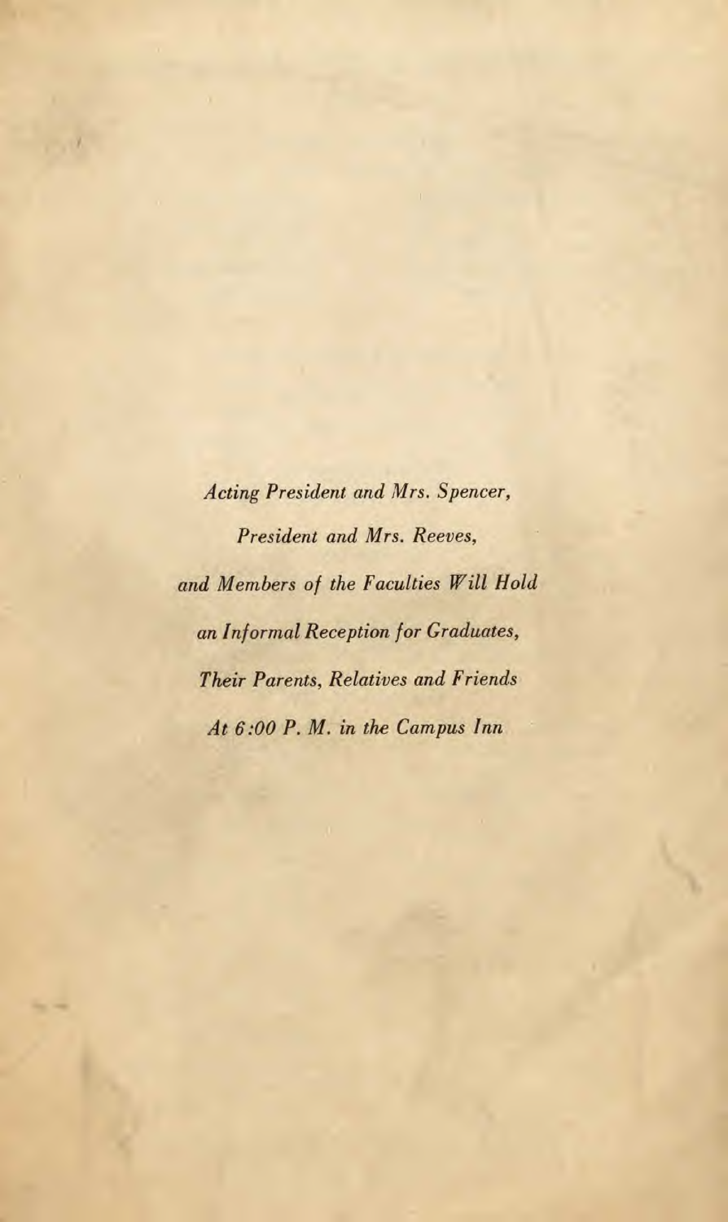*Acting President and Mrs. Spencer,*

*President and Mrs. Reeves,*

*and Members of the Faculties Will Hold*

*an Informal Reception for Graduates,*

*Their Parents, Relatives and Friends*

*At 6:00 P. M. in the Campus Inn*